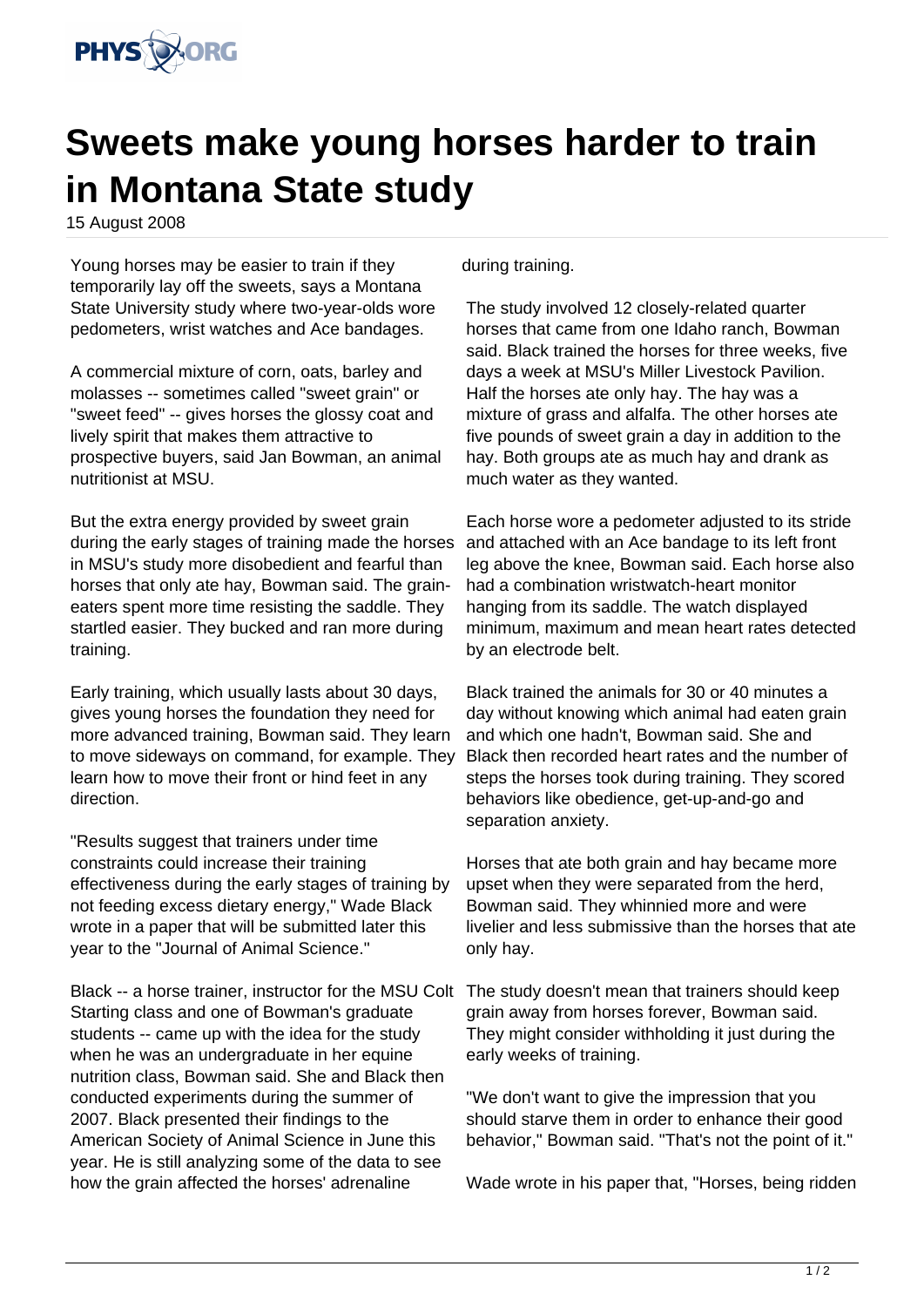# Sweets make young horses harder to train in Montana State study

15 August 2008

Young horses may be easier to train if they temporarily lay off the sweets, says a Montana State University study where two-year-olds wore pedometers, wrist watches and Ace bandages.

A commercial mixture of corn, oats, barley and molasses -- sometimes called "sweet grain" or "sweet feed" -- gives horses the glossy coat and lively spirit that makes them attractive to prospective buyers, said Jan Bowman, an animal nutritionist at MSU.

But the extra energy provided by sweet grain during the early stages of training made the horses in MSU's study more disobedient and fearful than horses that only ate hay, Bowman said. The grain-eaters spent more time resisting the saddle. They startled easier. They bucked and ran more during training.

Early training, which usually lasts about 30 days, gives young horses the foundation they need for more advanced training, Bowman said. They learn to move sideways on command, for example. They learn how to move their front or hind feet in any direction.

"Results suggest that trainers under time constraints could increase their training effectiveness during the early stages of training by not feeding excess dietary energy," Wade Black wrote in a paper that will be submitted later this year to the "Journal of Animal Science."

Black -- a horse trainer, instructor for the MSU Colt Starting class and one of Bowman's graduate students -- came up with the idea for the study when he was an undergraduate in her equine nutrition class, Bowman said. She and Black then conducted experiments during the summer of 2007. Black presented their findings to the American Society of Animal Science in June this year. He is still analyzing some of the data to see how the grain affected the horses' adrenaline during training.

The study involved 12 closely-related quarter horses that came from one Idaho ranch, Bowman said. Black trained the horses for three weeks, five days a week at MSU's Miller Livestock Pavilion. Half the horses ate only hay. The hay was a mixture of grass and alfalfa. The other horses ate five pounds of sweet grain a day in addition to the hay. Both groups ate as much hay and drank as much water as they wanted.

Each horse wore a pedometer adjusted to its stride and attached with an Ace bandage to its left front leg above the knee, Bowman said. Each horse also had a combination wristwatch-heart monitor hanging from its saddle. The watch displayed minimum, maximum and mean heart rates detected by an electrode belt.

Black trained the animals for 30 or 40 minutes a day without knowing which animal had eaten grain and which one hadn't, Bowman said. She and Black then recorded heart rates and the number of steps the horses took during training. They scored behaviors like obedience, get-up-and-go and separation anxiety.

Horses that ate both grain and hay became more upset when they were separated from the herd, Bowman said. They whinnied more and were livelier and less submissive than the horses that ate only hay.

The study doesn't mean that trainers should keep grain away from horses forever, Bowman said. They might consider withholding it just during the early weeks of training.

"We don't want to give the impression that you should starve them in order to enhance their good behavior," Bowman said. "That's not the point of it."

Wade wrote in his paper that, "Horses, being ridden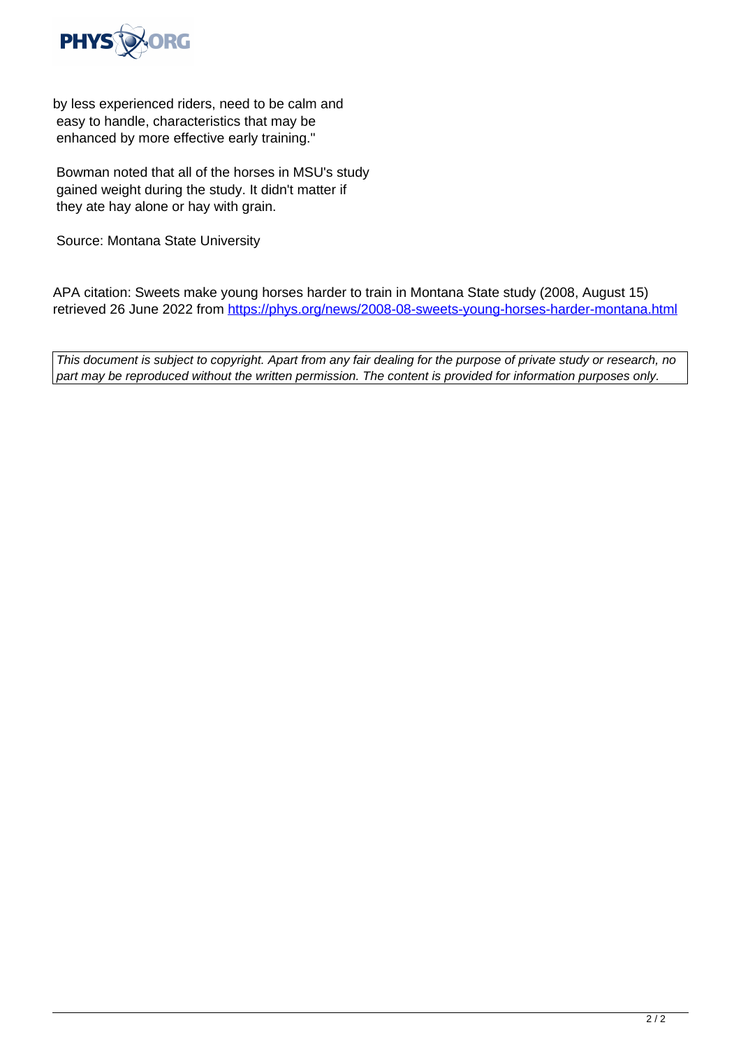by less experienced riders, need to be calm and easy to handle, characteristics that may be enhanced by more effective early training."

Bowman noted that all of the horses in MSU's study gained weight during the study. It didn't matter if they ate hay alone or hay with grain.

Source: Montana State University

APA citation: Sweets make young horses harder to train in Montana State study (2008, August 15) retrieved 26 June 2022 from https://phys.org/news/2008-08-sweets-young-horses-harder-montana.html

*This document is subject to copyright. Apart from any fair dealing for the purpose of private study or research, no part may be reproduced without the written permission. The content is provided for information purposes only.*